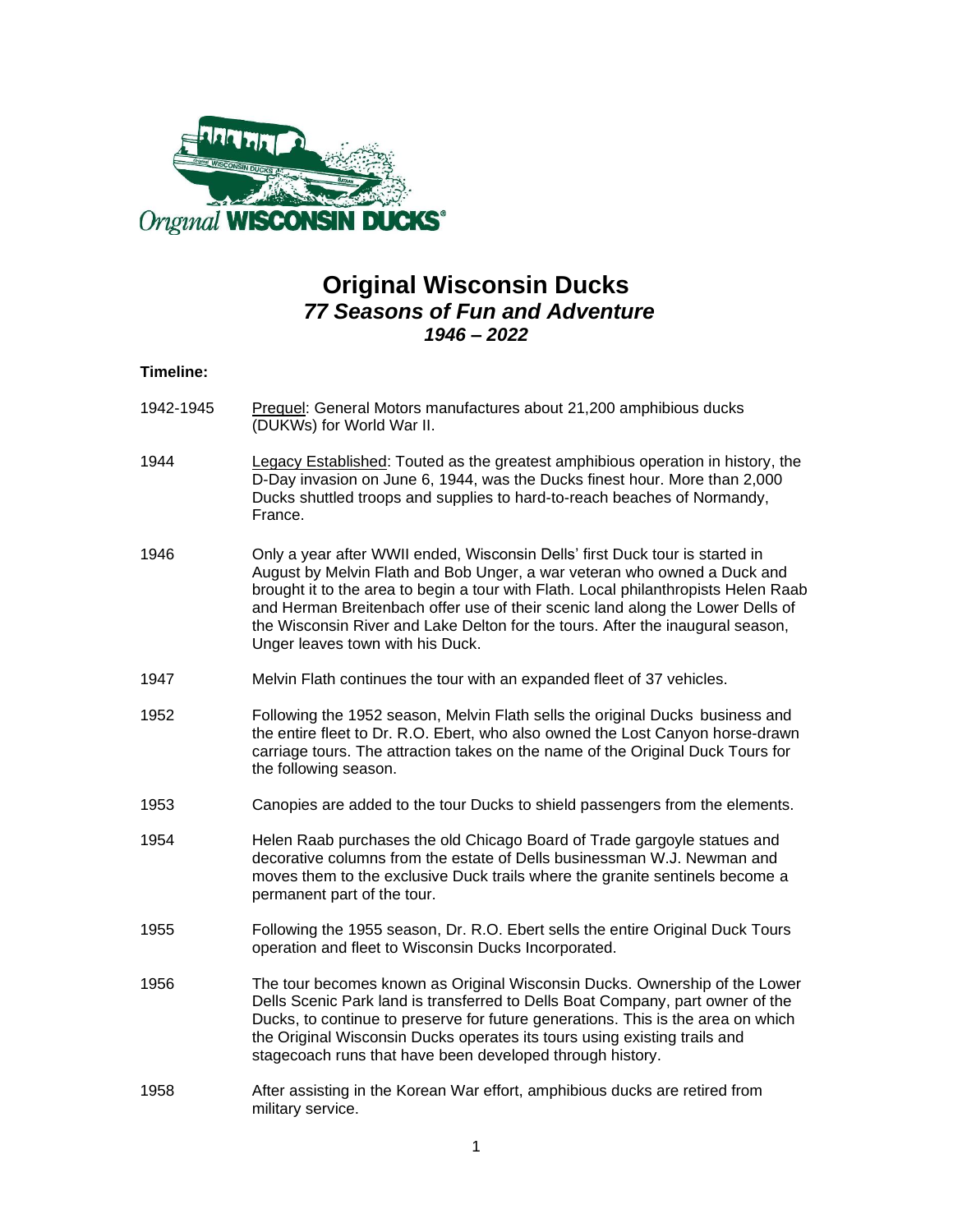# Original Wisconsin Ducks

## *77 Seasons of Fun and Adventure*

### *1946 – 2022*

**Timeline:**

| | |
|---|---|
| 1942-1945 | Prequel: General Motors manufactures about 21,200 amphibious ducks (DUKWs) for World War II. |
| 1944 | Legacy Established: Touted as the greatest amphibious operation in history, the D-Day invasion on June 6, 1944, was the Ducks finest hour. More than 2,000 Ducks shuttled troops and supplies to hard-to-reach beaches of Normandy, France. |
| 1946 | Only a year after WWII ended, Wisconsin Dells' first Duck tour is started in August by Melvin Flath and Bob Unger, a war veteran who owned a Duck and brought it to the area to begin a tour with Flath. Local philanthropists Helen Raab and Herman Breitenbach offer use of their scenic land along the Lower Dells of the Wisconsin River and Lake Delton for the tours. After the inaugural season, Unger leaves town with his Duck. |
| 1947 | Melvin Flath continues the tour with an expanded fleet of 37 vehicles. |
| 1952 | Following the 1952 season, Melvin Flath sells the original Ducks business and the entire fleet to Dr. R.O. Ebert, who also owned the Lost Canyon horse-drawn carriage tours. The attraction takes on the name of the Original Duck Tours for the following season. |
| 1953 | Canopies are added to the tour Ducks to shield passengers from the elements. |
| 1954 | Helen Raab purchases the old Chicago Board of Trade gargoyle statues and decorative columns from the estate of Dells businessman W.J. Newman and moves them to the exclusive Duck trails where the granite sentinels become a permanent part of the tour. |
| 1955 | Following the 1955 season, Dr. R.O. Ebert sells the entire Original Duck Tours operation and fleet to Wisconsin Ducks Incorporated. |
| 1956 | The tour becomes known as Original Wisconsin Ducks. Ownership of the Lower Dells Scenic Park land is transferred to Dells Boat Company, part owner of the Ducks, to continue to preserve for future generations. This is the area on which the Original Wisconsin Ducks operates its tours using existing trails and stagecoach runs that have been developed through history. |
| 1958 | After assisting in the Korean War effort, amphibious ducks are retired from military service. |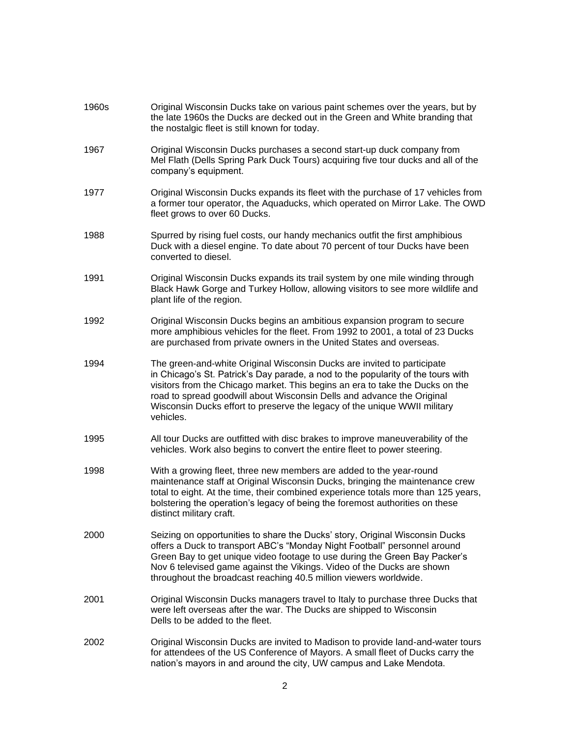| | |
|---|---|
| 1960s | Original Wisconsin Ducks take on various paint schemes over the years, but by the late 1960s the Ducks are decked out in the Green and White branding that the nostalgic fleet is still known for today. |
| 1967 | Original Wisconsin Ducks purchases a second start-up duck company from Mel Flath (Dells Spring Park Duck Tours) acquiring five tour ducks and all of the company's equipment. |
| 1977 | Original Wisconsin Ducks expands its fleet with the purchase of 17 vehicles from a former tour operator, the Aquaducks, which operated on Mirror Lake. The OWD fleet grows to over 60 Ducks. |
| 1988 | Spurred by rising fuel costs, our handy mechanics outfit the first amphibious Duck with a diesel engine. To date about 70 percent of tour Ducks have been converted to diesel. |
| 1991 | Original Wisconsin Ducks expands its trail system by one mile winding through Black Hawk Gorge and Turkey Hollow, allowing visitors to see more wildlife and plant life of the region. |
| 1992 | Original Wisconsin Ducks begins an ambitious expansion program to secure more amphibious vehicles for the fleet. From 1992 to 2001, a total of 23 Ducks are purchased from private owners in the United States and overseas. |
| 1994 | The green-and-white Original Wisconsin Ducks are invited to participate in Chicago's St. Patrick's Day parade, a nod to the popularity of the tours with visitors from the Chicago market. This begins an era to take the Ducks on the road to spread goodwill about Wisconsin Dells and advance the Original Wisconsin Ducks effort to preserve the legacy of the unique WWII military vehicles. |
| 1995 | All tour Ducks are outfitted with disc brakes to improve maneuverability of the vehicles. Work also begins to convert the entire fleet to power steering. |
| 1998 | With a growing fleet, three new members are added to the year-round maintenance staff at Original Wisconsin Ducks, bringing the maintenance crew total to eight. At the time, their combined experience totals more than 125 years, bolstering the operation's legacy of being the foremost authorities on these distinct military craft. |
| 2000 | Seizing on opportunities to share the Ducks' story, Original Wisconsin Ducks offers a Duck to transport ABC's "Monday Night Football" personnel around Green Bay to get unique video footage to use during the Green Bay Packer's Nov 6 televised game against the Vikings. Video of the Ducks are shown throughout the broadcast reaching 40.5 million viewers worldwide. |
| 2001 | Original Wisconsin Ducks managers travel to Italy to purchase three Ducks that were left overseas after the war. The Ducks are shipped to Wisconsin Dells to be added to the fleet. |
| 2002 | Original Wisconsin Ducks are invited to Madison to provide land-and-water tours for attendees of the US Conference of Mayors. A small fleet of Ducks carry the nation's mayors in and around the city, UW campus and Lake Mendota. |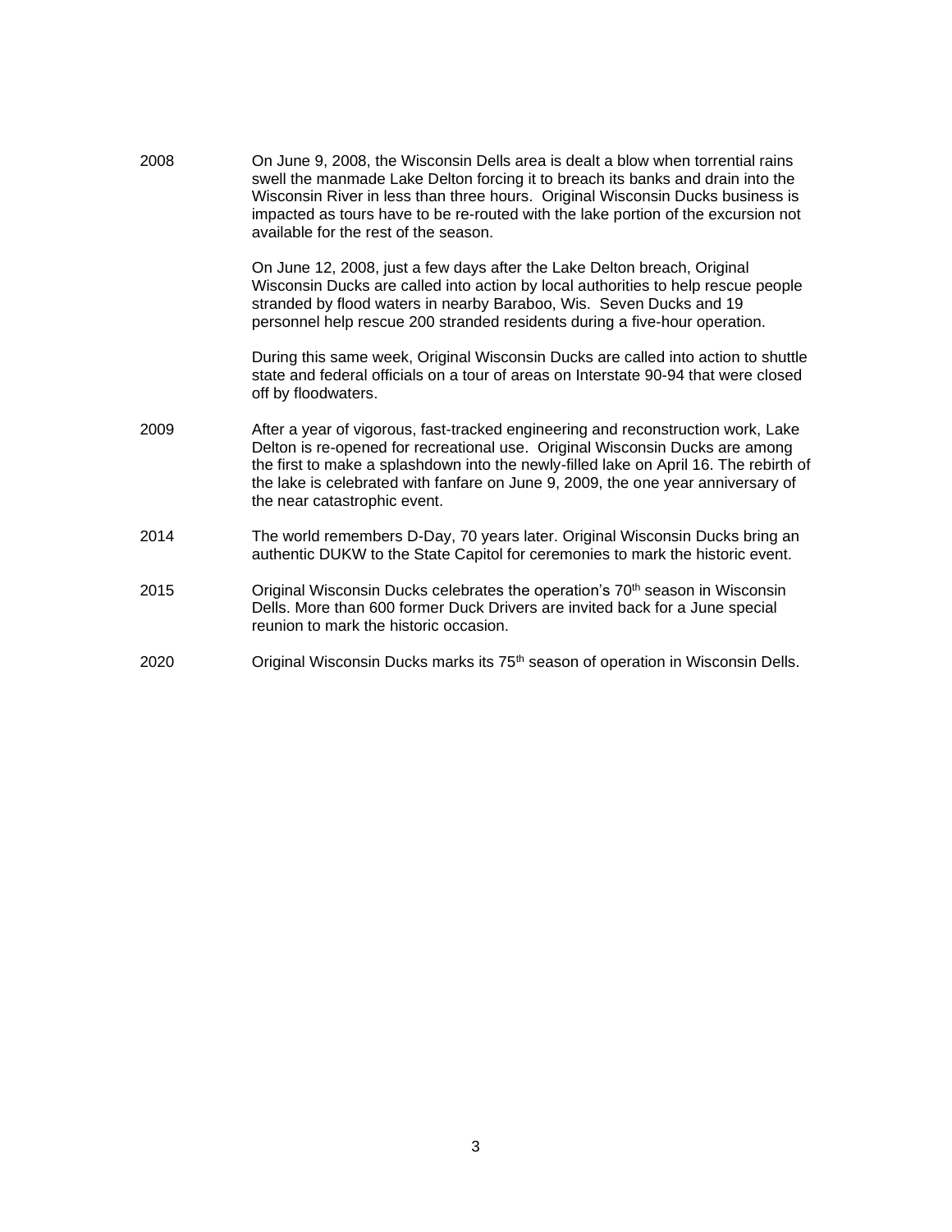| | |
|---|---|
| 2008 | On June 9, 2008, the Wisconsin Dells area is dealt a blow when torrential rains swell the manmade Lake Delton forcing it to breach its banks and drain into the Wisconsin River in less than three hours. Original Wisconsin Ducks business is impacted as tours have to be re-routed with the lake portion of the excursion not available for the rest of the season.<br><br>On June 12, 2008, just a few days after the Lake Delton breach, Original Wisconsin Ducks are called into action by local authorities to help rescue people stranded by flood waters in nearby Baraboo, Wis. Seven Ducks and 19 personnel help rescue 200 stranded residents during a five-hour operation.<br><br>During this same week, Original Wisconsin Ducks are called into action to shuttle state and federal officials on a tour of areas on Interstate 90-94 that were closed off by floodwaters. |
| 2009 | After a year of vigorous, fast-tracked engineering and reconstruction work, Lake Delton is re-opened for recreational use. Original Wisconsin Ducks are among the first to make a splashdown into the newly-filled lake on April 16. The rebirth of the lake is celebrated with fanfare on June 9, 2009, the one year anniversary of the near catastrophic event. |
| 2014 | The world remembers D-Day, 70 years later. Original Wisconsin Ducks bring an authentic DUKW to the State Capitol for ceremonies to mark the historic event. |
| 2015 | Original Wisconsin Ducks celebrates the operation's 70th season in Wisconsin Dells. More than 600 former Duck Drivers are invited back for a June special reunion to mark the historic occasion. |
| 2020 | Original Wisconsin Ducks marks its 75th season of operation in Wisconsin Dells. |